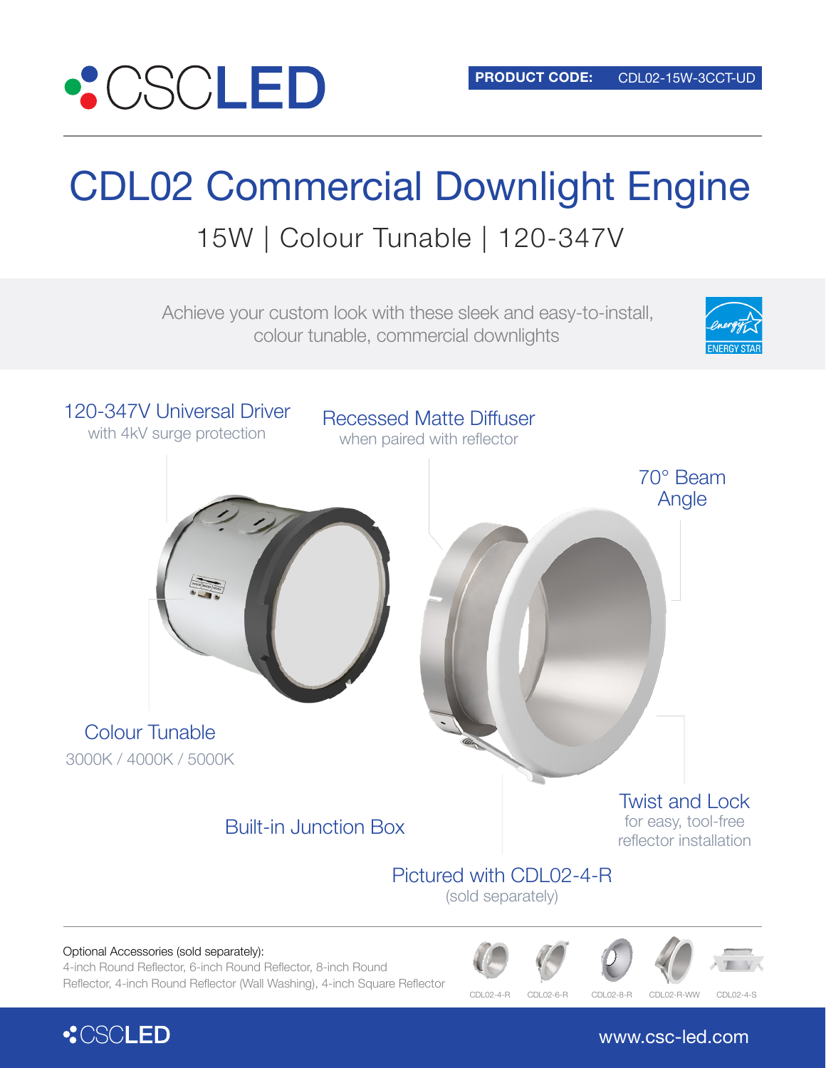CSCLED

**PRODUCT CODE:** CDL02-15W-3CCT-UD

# CDL02 Commercial Downlight Engine

## 15W | Colour Tunable | 120-347V

Achieve your custom look with these sleek and easy-to-install, colour tunable, commercial downlights

ENERGY STAR

**120-347V Universal Driver**
with 4kV surge protection

**Recessed Matte Diffuser**
when paired with reflector

**70° Beam Angle**

**Colour Tunable**
3000K / 4000K / 5000K

**Built-in Junction Box**

**Twist and Lock**
for easy, tool-free reflector installation

**Pictured with CDL02-4-R**
(sold separately)

Optional Accessories (sold separately):
4-inch Round Reflector, 6-inch Round Reflector, 8-inch Round Reflector, 4-inch Round Reflector (Wall Washing), 4-inch Square Reflector

CDL02-4-R | CDL02-6-R | CDL02-8-R | CDL02-R-WW | CDL02-4-S

CSCLED

www.csc-led.com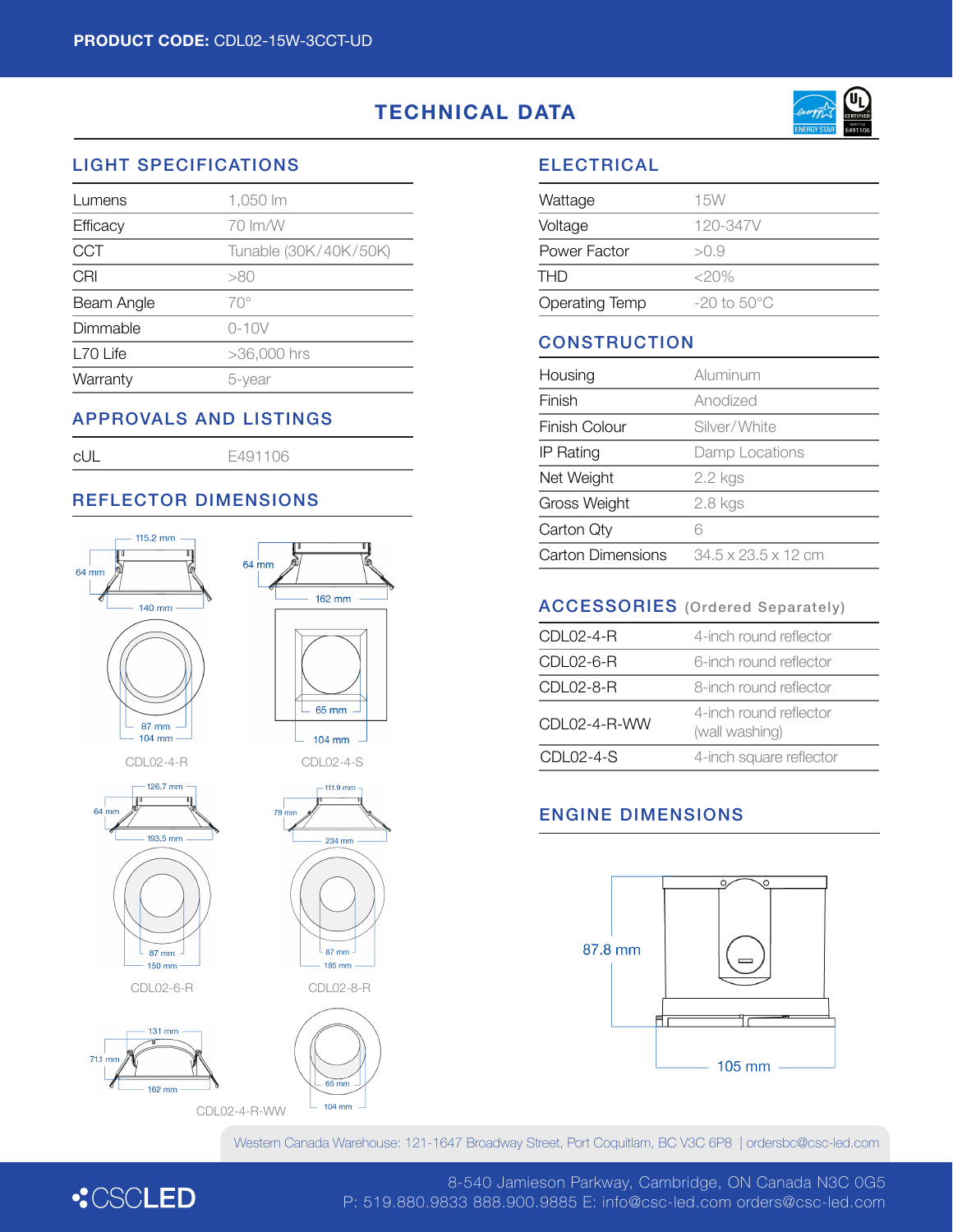**PRODUCT CODE:** CDL02-15W-3CCT-UD

# TECHNICAL DATA

## LIGHT SPECIFICATIONS

| | |
|---|---|
| Lumens | 1,050 lm |
| Efficacy | 70 lm/W |
| CCT | Tunable (30K/40K/50K) |
| CRI | >80 |
| Beam Angle | 70° |
| Dimmable | 0-10V |
| L70 Life | >36,000 hrs |
| Warranty | 5-year |

## APPROVALS AND LISTINGS

| | |
|---|---|
| cUL | E491106 |

## REFLECTOR DIMENSIONS

115.2 mm
64 mm
140 mm
87 mm
104 mm
CDL02-4-R

64 mm
162 mm
65 mm
104 mm
CDL02-4-S

126.7 mm
64 mm
193.5 mm
87 mm
150 mm
CDL02-6-R

111.9 mm
79 mm
234 mm
87 mm
185 mm
CDL02-8-R

131 mm
71.1 mm
162 mm
65 mm
104 mm
CDL02-4-R-WW

## ELECTRICAL

| | |
|---|---|
| Wattage | 15W |
| Voltage | 120-347V |
| Power Factor | >0.9 |
| THD | <20% |
| Operating Temp | -20 to 50°C |

## CONSTRUCTION

| | |
|---|---|
| Housing | Aluminum |
| Finish | Anodized |
| Finish Colour | Silver/White |
| IP Rating | Damp Locations |
| Net Weight | 2.2 kgs |
| Gross Weight | 2.8 kgs |
| Carton Qty | 6 |
| Carton Dimensions | 34.5 x 23.5 x 12 cm |

## ACCESSORIES (Ordered Separately)

| | |
|---|---|
| CDL02-4-R | 4-inch round reflector |
| CDL02-6-R | 6-inch round reflector |
| CDL02-8-R | 8-inch round reflector |
| CDL02-4-R-WW | 4-inch round reflector (wall washing) |
| CDL02-4-S | 4-inch square reflector |

## ENGINE DIMENSIONS

87.8 mm
105 mm

Western Canada Warehouse: 121-1647 Broadway Street, Port Coquitlam, BC V3C 6P8 | ordersbc@csc-led.com

CSCLED

8-540 Jamieson Parkway, Cambridge, ON Canada N3C 0G5
P: 519.880.9833 888.900.9885 E: info@csc-led.com orders@csc-led.com